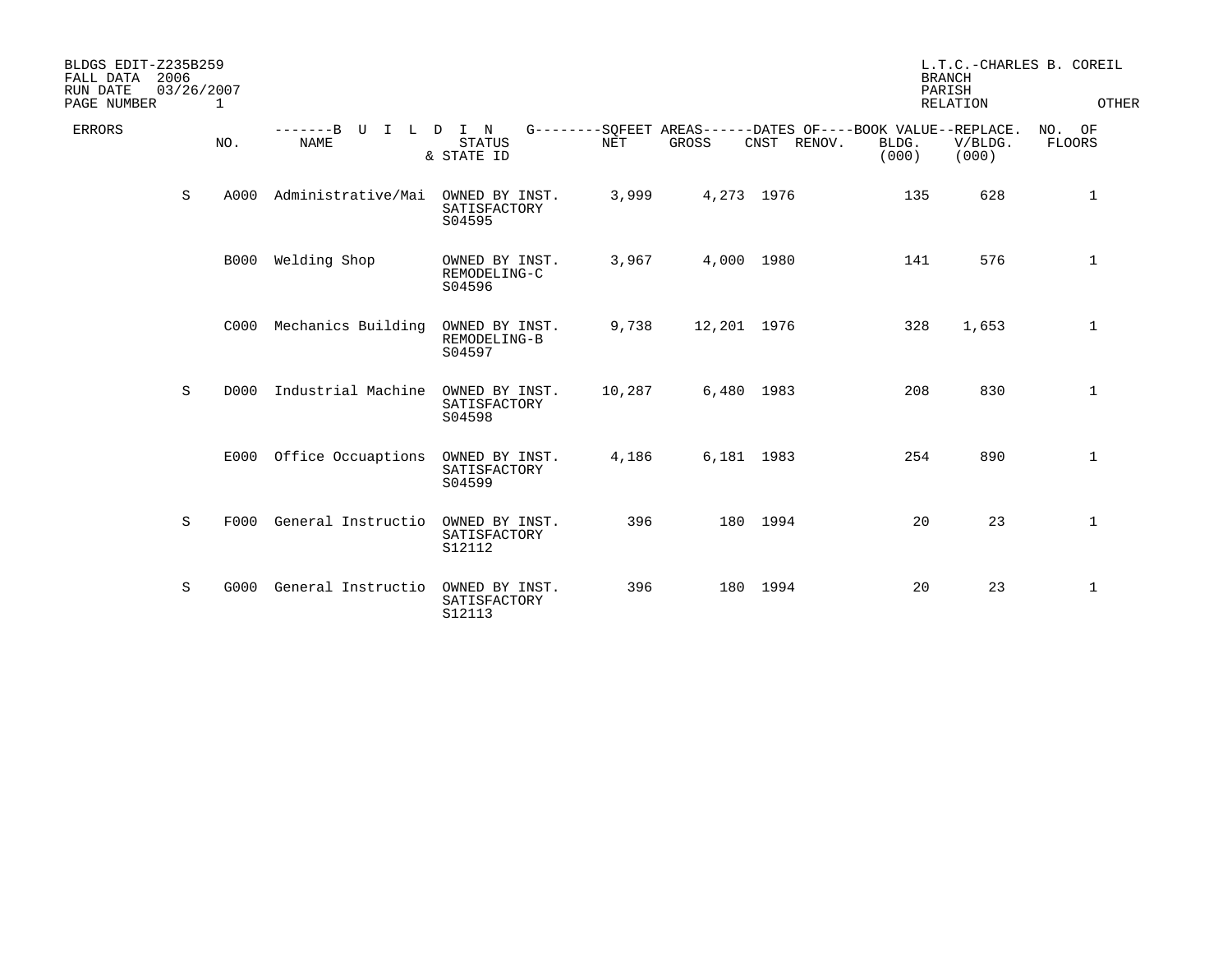BLDGS EDIT-Z235B259
FALL DATA 2006
RUN DATE 03/26/2007
PAGE NUMBER 1

L.T.C.-CHARLES B. COREIL
BRANCH
PARISH
RELATION OTHER

| ERRORS | NO. | BUILDING NAME | STATUS & STATE ID | SQFEET AREAS NET | SQFEET AREAS GROSS | DATES OF CNST | DATES OF RENOV. | BOOK VALUE BLDG. (000) | REPLACE. V/BLDG. (000) | NO. OF FLOORS |
|---|---|---|---|---|---|---|---|---|---|---|
| S | A000 | Administrative/Mai | OWNED BY INST. SATISFACTORY S04595 | 3,999 | 4,273 | 1976 | | 135 | 628 | 1 |
| | B000 | Welding Shop | OWNED BY INST. REMODELING-C S04596 | 3,967 | 4,000 | 1980 | | 141 | 576 | 1 |
| | C000 | Mechanics Building | OWNED BY INST. REMODELING-B S04597 | 9,738 | 12,201 | 1976 | | 328 | 1,653 | 1 |
| S | D000 | Industrial Machine | OWNED BY INST. SATISFACTORY S04598 | 10,287 | 6,480 | 1983 | | 208 | 830 | 1 |
| | E000 | Office Occuaptions | OWNED BY INST. SATISFACTORY S04599 | 4,186 | 6,181 | 1983 | | 254 | 890 | 1 |
| S | F000 | General Instructio | OWNED BY INST. SATISFACTORY S12112 | 396 | 180 | 1994 | | 20 | 23 | 1 |
| S | G000 | General Instructio | OWNED BY INST. SATISFACTORY S12113 | 396 | 180 | 1994 | | 20 | 23 | 1 |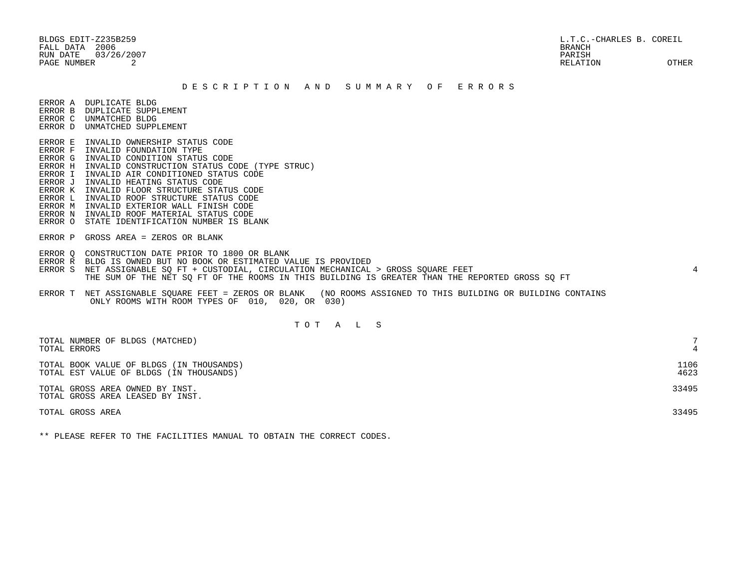BLDGS EDIT-Z235B259
FALL DATA 2006
RUN DATE 03/26/2007
PAGE NUMBER 2

L.T.C.-CHARLES B. COREIL
BRANCH
PARISH
RELATION OTHER

## D E S C R I P T I O N   A N D   S U M M A R Y   O F   E R R O R S

| | | |
|---|---|---|
| ERROR A | DUPLICATE BLDG | |
| ERROR B | DUPLICATE SUPPLEMENT | |
| ERROR C | UNMATCHED BLDG | |
| ERROR D | UNMATCHED SUPPLEMENT | |
| ERROR E | INVALID OWNERSHIP STATUS CODE | |
| ERROR F | INVALID FOUNDATION TYPE | |
| ERROR G | INVALID CONDITION STATUS CODE | |
| ERROR H | INVALID CONSTRUCTION STATUS CODE (TYPE STRUC) | |
| ERROR I | INVALID AIR CONDITIONED STATUS CODE | |
| ERROR J | INVALID HEATING STATUS CODE | |
| ERROR K | INVALID FLOOR STRUCTURE STATUS CODE | |
| ERROR L | INVALID ROOF STRUCTURE STATUS CODE | |
| ERROR M | INVALID EXTERIOR WALL FINISH CODE | |
| ERROR N | INVALID ROOF MATERIAL STATUS CODE | |
| ERROR O | STATE IDENTIFICATION NUMBER IS BLANK | |
| ERROR P | GROSS AREA = ZEROS OR BLANK | |
| ERROR Q | CONSTRUCTION DATE PRIOR TO 1800 OR BLANK | |
| ERROR R | BLDG IS OWNED BUT NO BOOK OR ESTIMATED VALUE IS PROVIDED | |
| ERROR S | NET ASSIGNABLE SQ FT + CUSTODIAL, CIRCULATION MECHANICAL > GROSS SQUARE FEET<br>THE SUM OF THE NET SQ FT OF THE ROOMS IN THIS BUILDING IS GREATER THAN THE REPORTED GROSS SQ FT | 4 |
| ERROR T | NET ASSIGNABLE SQUARE FEET = ZEROS OR BLANK (NO ROOMS ASSIGNED TO THIS BUILDING OR BUILDING CONTAINS ONLY ROOMS WITH ROOM TYPES OF 010, 020, OR 030) | |

## T O T A L S

| | |
|---|---|
| TOTAL NUMBER OF BLDGS (MATCHED) | 7 |
| TOTAL ERRORS | 4 |
| TOTAL BOOK VALUE OF BLDGS (IN THOUSANDS) | 1106 |
| TOTAL EST VALUE OF BLDGS (IN THOUSANDS) | 4623 |
| TOTAL GROSS AREA OWNED BY INST. | 33495 |
| TOTAL GROSS AREA LEASED BY INST. | |
| TOTAL GROSS AREA | 33495 |

** PLEASE REFER TO THE FACILITIES MANUAL TO OBTAIN THE CORRECT CODES.